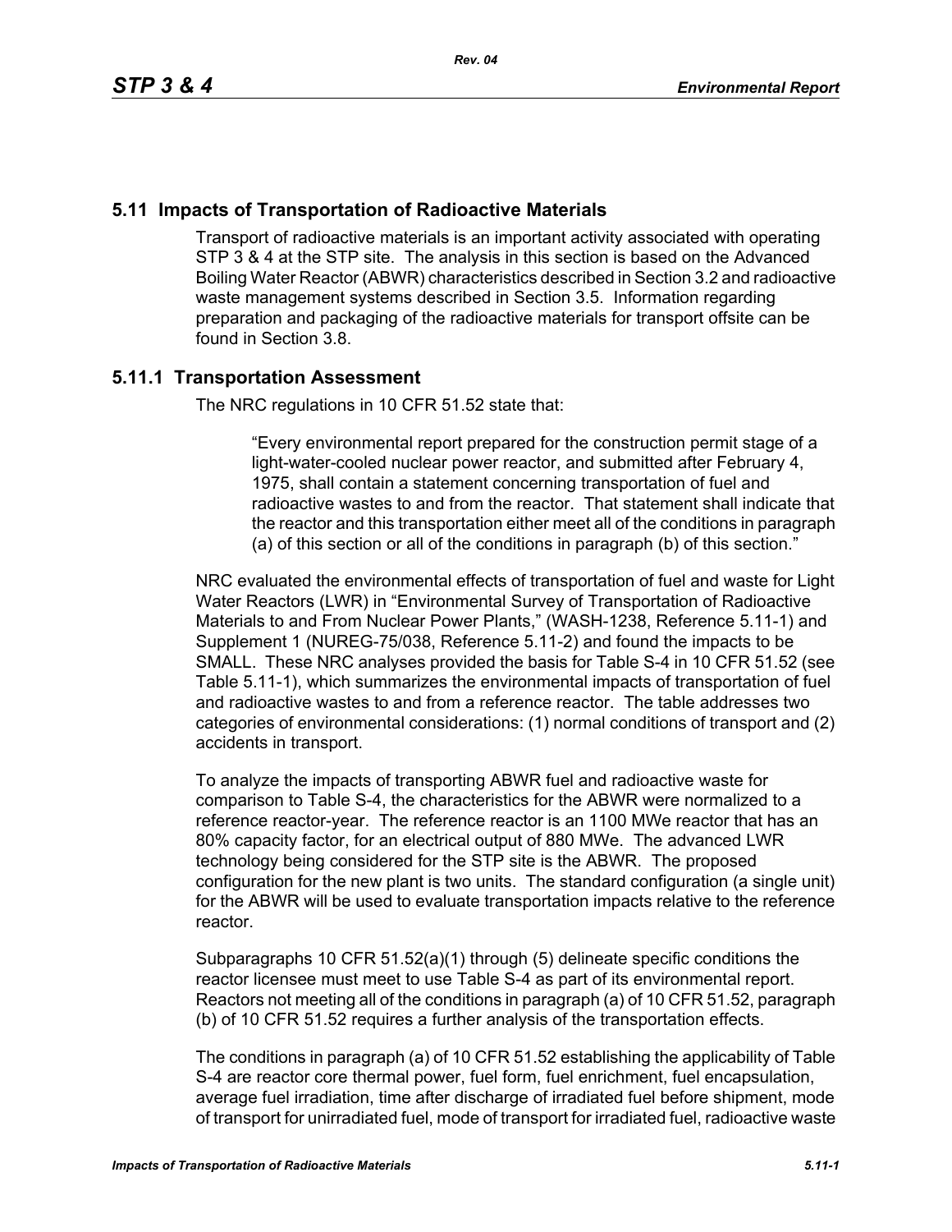## 5.11 Impacts of Transportation of Radioactive Materials

Transport of radioactive materials is an important activity associated with operating STP 3 & 4 at the STP site. The analysis in this section is based on the Advanced Boiling Water Reactor (ABWR) characteristics described in Section 3.2 and radioactive waste management systems described in Section 3.5. Information regarding preparation and packaging of the radioactive materials for transport offsite can be found in Section 3.8.

### 5.11.1 Transportation Assessment

The NRC regulations in 10 CFR 51.52 state that:

> "Every environmental report prepared for the construction permit stage of a light-water-cooled nuclear power reactor, and submitted after February 4, 1975, shall contain a statement concerning transportation of fuel and radioactive wastes to and from the reactor. That statement shall indicate that the reactor and this transportation either meet all of the conditions in paragraph (a) of this section or all of the conditions in paragraph (b) of this section."

NRC evaluated the environmental effects of transportation of fuel and waste for Light Water Reactors (LWR) in "Environmental Survey of Transportation of Radioactive Materials to and From Nuclear Power Plants," (WASH-1238, Reference 5.11-1) and Supplement 1 (NUREG-75/038, Reference 5.11-2) and found the impacts to be SMALL. These NRC analyses provided the basis for Table S-4 in 10 CFR 51.52 (see Table 5.11-1), which summarizes the environmental impacts of transportation of fuel and radioactive wastes to and from a reference reactor. The table addresses two categories of environmental considerations: (1) normal conditions of transport and (2) accidents in transport.

To analyze the impacts of transporting ABWR fuel and radioactive waste for comparison to Table S-4, the characteristics for the ABWR were normalized to a reference reactor-year. The reference reactor is an 1100 MWe reactor that has an 80% capacity factor, for an electrical output of 880 MWe. The advanced LWR technology being considered for the STP site is the ABWR. The proposed configuration for the new plant is two units. The standard configuration (a single unit) for the ABWR will be used to evaluate transportation impacts relative to the reference reactor.

Subparagraphs 10 CFR 51.52(a)(1) through (5) delineate specific conditions the reactor licensee must meet to use Table S-4 as part of its environmental report. Reactors not meeting all of the conditions in paragraph (a) of 10 CFR 51.52, paragraph (b) of 10 CFR 51.52 requires a further analysis of the transportation effects.

The conditions in paragraph (a) of 10 CFR 51.52 establishing the applicability of Table S-4 are reactor core thermal power, fuel form, fuel enrichment, fuel encapsulation, average fuel irradiation, time after discharge of irradiated fuel before shipment, mode of transport for unirradiated fuel, mode of transport for irradiated fuel, radioactive waste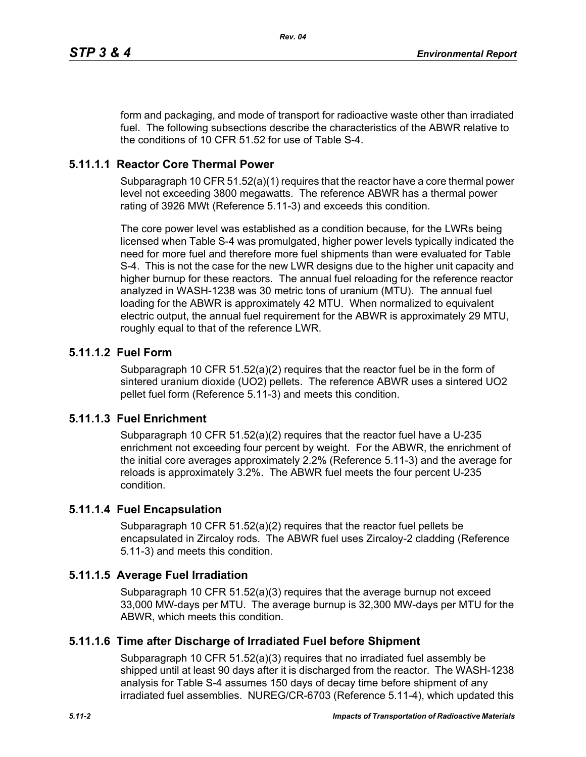form and packaging, and mode of transport for radioactive waste other than irradiated fuel. The following subsections describe the characteristics of the ABWR relative to the conditions of 10 CFR 51.52 for use of Table S-4.

### 5.11.1.1 Reactor Core Thermal Power

Subparagraph 10 CFR 51.52(a)(1) requires that the reactor have a core thermal power level not exceeding 3800 megawatts. The reference ABWR has a thermal power rating of 3926 MWt (Reference 5.11-3) and exceeds this condition.

The core power level was established as a condition because, for the LWRs being licensed when Table S-4 was promulgated, higher power levels typically indicated the need for more fuel and therefore more fuel shipments than were evaluated for Table S-4. This is not the case for the new LWR designs due to the higher unit capacity and higher burnup for these reactors. The annual fuel reloading for the reference reactor analyzed in WASH-1238 was 30 metric tons of uranium (MTU). The annual fuel loading for the ABWR is approximately 42 MTU. When normalized to equivalent electric output, the annual fuel requirement for the ABWR is approximately 29 MTU, roughly equal to that of the reference LWR.

### 5.11.1.2 Fuel Form

Subparagraph 10 CFR 51.52(a)(2) requires that the reactor fuel be in the form of sintered uranium dioxide ($UO_2$) pellets. The reference ABWR uses a sintered $UO_2$ pellet fuel form (Reference 5.11-3) and meets this condition.

### 5.11.1.3 Fuel Enrichment

Subparagraph 10 CFR 51.52(a)(2) requires that the reactor fuel have a U-235 enrichment not exceeding four percent by weight. For the ABWR, the enrichment of the initial core averages approximately 2.2% (Reference 5.11-3) and the average for reloads is approximately 3.2%. The ABWR fuel meets the four percent U-235 condition.

### 5.11.1.4 Fuel Encapsulation

Subparagraph 10 CFR 51.52(a)(2) requires that the reactor fuel pellets be encapsulated in Zircaloy rods. The ABWR fuel uses Zircaloy-2 cladding (Reference 5.11-3) and meets this condition.

### 5.11.1.5 Average Fuel Irradiation

Subparagraph 10 CFR 51.52(a)(3) requires that the average burnup not exceed 33,000 MW-days per MTU. The average burnup is 32,300 MW-days per MTU for the ABWR, which meets this condition.

### 5.11.1.6 Time after Discharge of Irradiated Fuel before Shipment

Subparagraph 10 CFR 51.52(a)(3) requires that no irradiated fuel assembly be shipped until at least 90 days after it is discharged from the reactor. The WASH-1238 analysis for Table S-4 assumes 150 days of decay time before shipment of any irradiated fuel assemblies. NUREG/CR-6703 (Reference 5.11-4), which updated this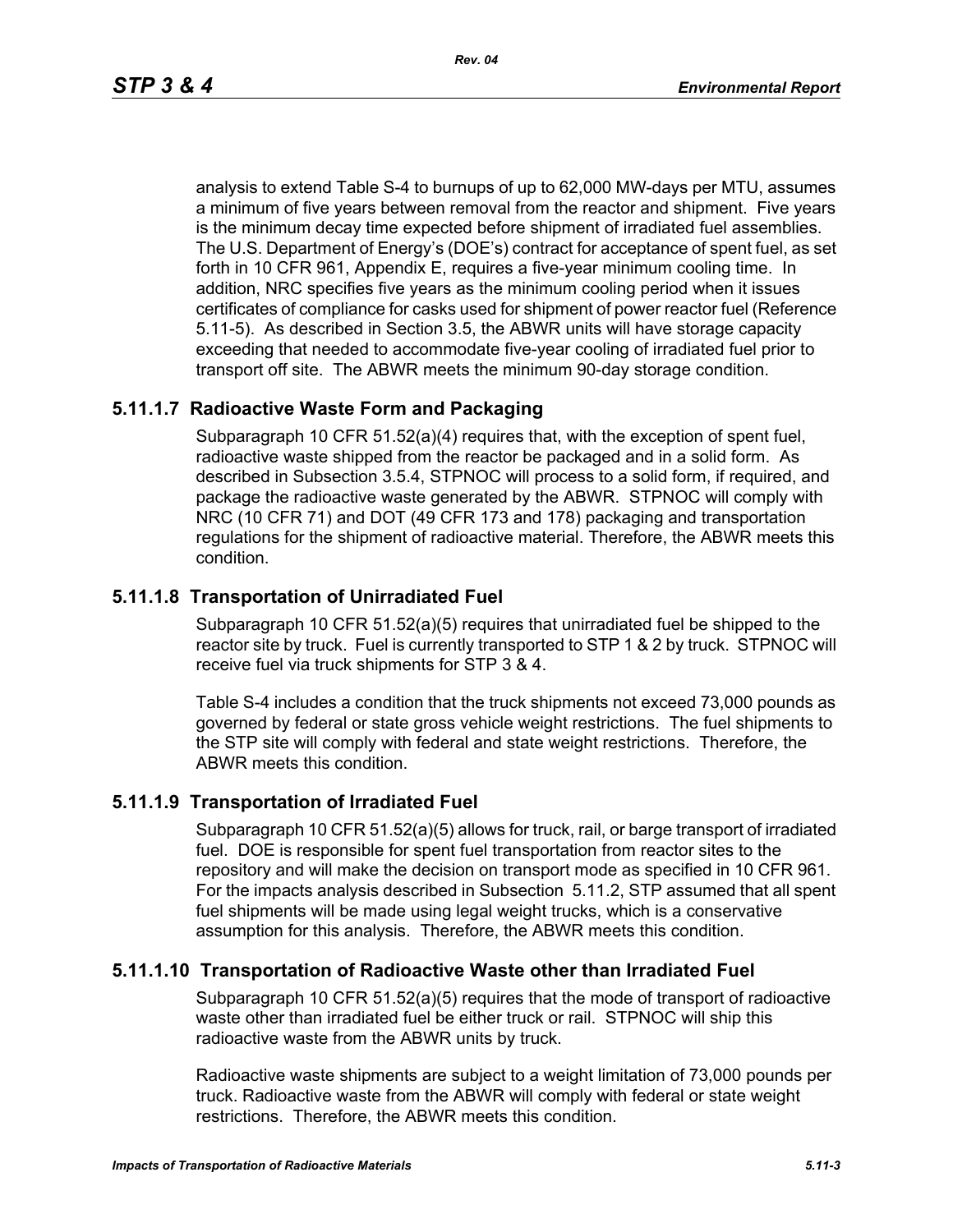analysis to extend Table S-4 to burnups of up to 62,000 MW-days per MTU, assumes a minimum of five years between removal from the reactor and shipment. Five years is the minimum decay time expected before shipment of irradiated fuel assemblies. The U.S. Department of Energy's (DOE's) contract for acceptance of spent fuel, as set forth in 10 CFR 961, Appendix E, requires a five-year minimum cooling time. In addition, NRC specifies five years as the minimum cooling period when it issues certificates of compliance for casks used for shipment of power reactor fuel (Reference 5.11-5). As described in Section 3.5, the ABWR units will have storage capacity exceeding that needed to accommodate five-year cooling of irradiated fuel prior to transport off site. The ABWR meets the minimum 90-day storage condition.

### 5.11.1.7 Radioactive Waste Form and Packaging

Subparagraph 10 CFR 51.52(a)(4) requires that, with the exception of spent fuel, radioactive waste shipped from the reactor be packaged and in a solid form. As described in Subsection 3.5.4, STPNOC will process to a solid form, if required, and package the radioactive waste generated by the ABWR. STPNOC will comply with NRC (10 CFR 71) and DOT (49 CFR 173 and 178) packaging and transportation regulations for the shipment of radioactive material. Therefore, the ABWR meets this condition.

### 5.11.1.8 Transportation of Unirradiated Fuel

Subparagraph 10 CFR 51.52(a)(5) requires that unirradiated fuel be shipped to the reactor site by truck. Fuel is currently transported to STP 1 & 2 by truck. STPNOC will receive fuel via truck shipments for STP 3 & 4.

Table S-4 includes a condition that the truck shipments not exceed 73,000 pounds as governed by federal or state gross vehicle weight restrictions. The fuel shipments to the STP site will comply with federal and state weight restrictions. Therefore, the ABWR meets this condition.

### 5.11.1.9 Transportation of Irradiated Fuel

Subparagraph 10 CFR 51.52(a)(5) allows for truck, rail, or barge transport of irradiated fuel. DOE is responsible for spent fuel transportation from reactor sites to the repository and will make the decision on transport mode as specified in 10 CFR 961. For the impacts analysis described in Subsection 5.11.2, STP assumed that all spent fuel shipments will be made using legal weight trucks, which is a conservative assumption for this analysis. Therefore, the ABWR meets this condition.

### 5.11.1.10 Transportation of Radioactive Waste other than Irradiated Fuel

Subparagraph 10 CFR 51.52(a)(5) requires that the mode of transport of radioactive waste other than irradiated fuel be either truck or rail. STPNOC will ship this radioactive waste from the ABWR units by truck.

Radioactive waste shipments are subject to a weight limitation of 73,000 pounds per truck. Radioactive waste from the ABWR will comply with federal or state weight restrictions. Therefore, the ABWR meets this condition.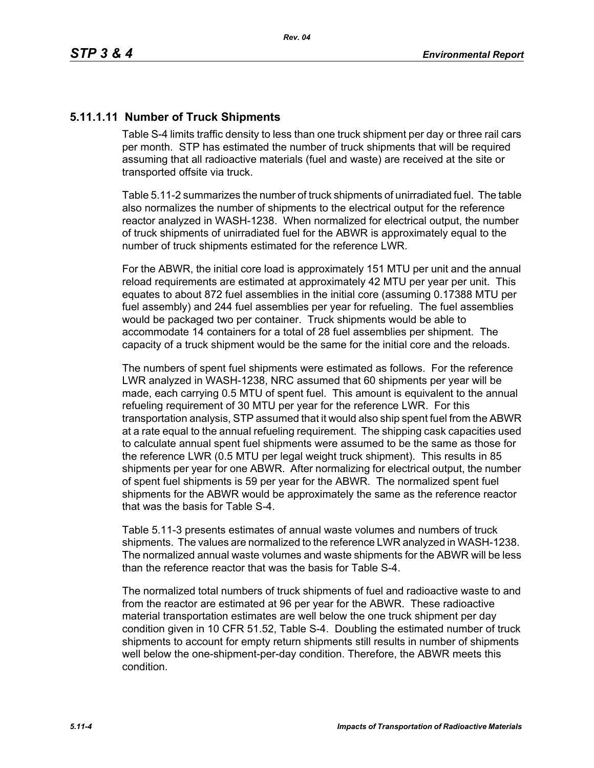### 5.11.1.11 Number of Truck Shipments

Table S-4 limits traffic density to less than one truck shipment per day or three rail cars per month. STP has estimated the number of truck shipments that will be required assuming that all radioactive materials (fuel and waste) are received at the site or transported offsite via truck.

Table 5.11-2 summarizes the number of truck shipments of unirradiated fuel. The table also normalizes the number of shipments to the electrical output for the reference reactor analyzed in WASH-1238. When normalized for electrical output, the number of truck shipments of unirradiated fuel for the ABWR is approximately equal to the number of truck shipments estimated for the reference LWR.

For the ABWR, the initial core load is approximately 151 MTU per unit and the annual reload requirements are estimated at approximately 42 MTU per year per unit. This equates to about 872 fuel assemblies in the initial core (assuming 0.17388 MTU per fuel assembly) and 244 fuel assemblies per year for refueling. The fuel assemblies would be packaged two per container. Truck shipments would be able to accommodate 14 containers for a total of 28 fuel assemblies per shipment. The capacity of a truck shipment would be the same for the initial core and the reloads.

The numbers of spent fuel shipments were estimated as follows. For the reference LWR analyzed in WASH-1238, NRC assumed that 60 shipments per year will be made, each carrying 0.5 MTU of spent fuel. This amount is equivalent to the annual refueling requirement of 30 MTU per year for the reference LWR. For this transportation analysis, STP assumed that it would also ship spent fuel from the ABWR at a rate equal to the annual refueling requirement. The shipping cask capacities used to calculate annual spent fuel shipments were assumed to be the same as those for the reference LWR (0.5 MTU per legal weight truck shipment). This results in 85 shipments per year for one ABWR. After normalizing for electrical output, the number of spent fuel shipments is 59 per year for the ABWR. The normalized spent fuel shipments for the ABWR would be approximately the same as the reference reactor that was the basis for Table S-4.

Table 5.11-3 presents estimates of annual waste volumes and numbers of truck shipments. The values are normalized to the reference LWR analyzed in WASH-1238. The normalized annual waste volumes and waste shipments for the ABWR will be less than the reference reactor that was the basis for Table S-4.

The normalized total numbers of truck shipments of fuel and radioactive waste to and from the reactor are estimated at 96 per year for the ABWR. These radioactive material transportation estimates are well below the one truck shipment per day condition given in 10 CFR 51.52, Table S-4. Doubling the estimated number of truck shipments to account for empty return shipments still results in number of shipments well below the one-shipment-per-day condition. Therefore, the ABWR meets this condition.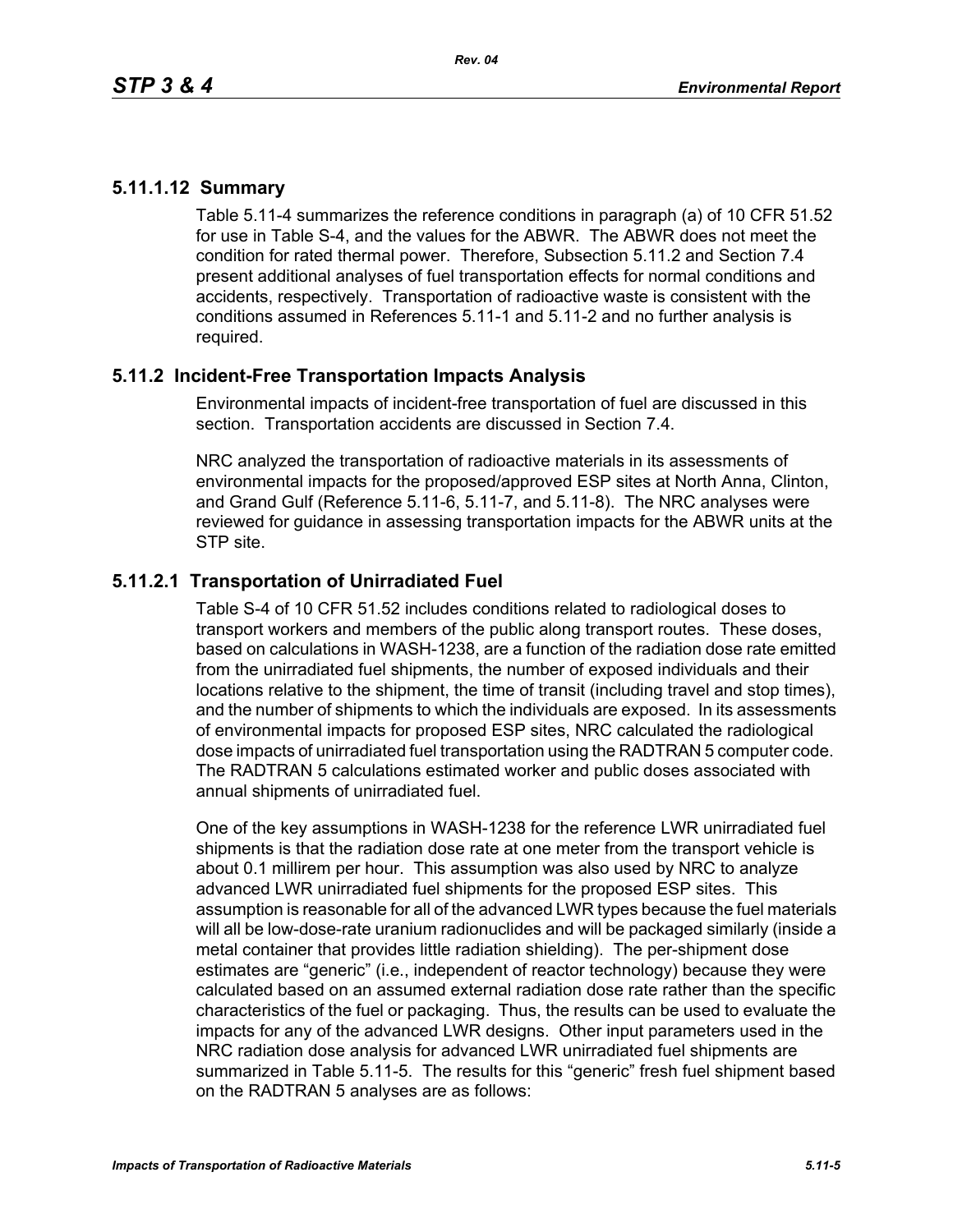### 5.11.1.12 Summary

Table 5.11-4 summarizes the reference conditions in paragraph (a) of 10 CFR 51.52 for use in Table S-4, and the values for the ABWR. The ABWR does not meet the condition for rated thermal power. Therefore, Subsection 5.11.2 and Section 7.4 present additional analyses of fuel transportation effects for normal conditions and accidents, respectively. Transportation of radioactive waste is consistent with the conditions assumed in References 5.11-1 and 5.11-2 and no further analysis is required.

## 5.11.2 Incident-Free Transportation Impacts Analysis

Environmental impacts of incident-free transportation of fuel are discussed in this section. Transportation accidents are discussed in Section 7.4.

NRC analyzed the transportation of radioactive materials in its assessments of environmental impacts for the proposed/approved ESP sites at North Anna, Clinton, and Grand Gulf (Reference 5.11-6, 5.11-7, and 5.11-8). The NRC analyses were reviewed for guidance in assessing transportation impacts for the ABWR units at the STP site.

### 5.11.2.1 Transportation of Unirradiated Fuel

Table S-4 of 10 CFR 51.52 includes conditions related to radiological doses to transport workers and members of the public along transport routes. These doses, based on calculations in WASH-1238, are a function of the radiation dose rate emitted from the unirradiated fuel shipments, the number of exposed individuals and their locations relative to the shipment, the time of transit (including travel and stop times), and the number of shipments to which the individuals are exposed. In its assessments of environmental impacts for proposed ESP sites, NRC calculated the radiological dose impacts of unirradiated fuel transportation using the RADTRAN 5 computer code. The RADTRAN 5 calculations estimated worker and public doses associated with annual shipments of unirradiated fuel.

One of the key assumptions in WASH-1238 for the reference LWR unirradiated fuel shipments is that the radiation dose rate at one meter from the transport vehicle is about 0.1 millirem per hour. This assumption was also used by NRC to analyze advanced LWR unirradiated fuel shipments for the proposed ESP sites. This assumption is reasonable for all of the advanced LWR types because the fuel materials will all be low-dose-rate uranium radionuclides and will be packaged similarly (inside a metal container that provides little radiation shielding). The per-shipment dose estimates are "generic" (i.e., independent of reactor technology) because they were calculated based on an assumed external radiation dose rate rather than the specific characteristics of the fuel or packaging. Thus, the results can be used to evaluate the impacts for any of the advanced LWR designs. Other input parameters used in the NRC radiation dose analysis for advanced LWR unirradiated fuel shipments are summarized in Table 5.11-5. The results for this "generic" fresh fuel shipment based on the RADTRAN 5 analyses are as follows: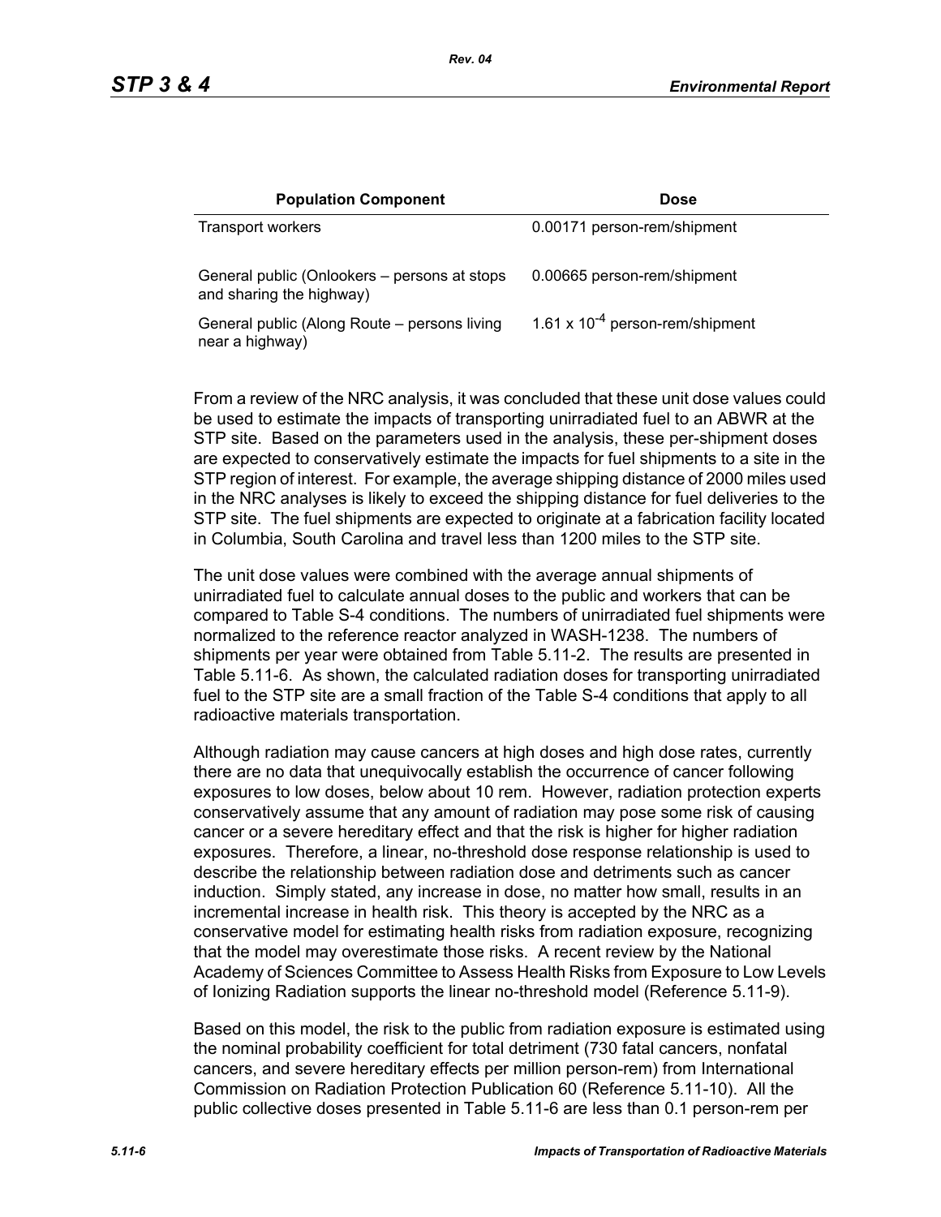| Population Component | Dose |
|---|---|
| Transport workers | 0.00171 person-rem/shipment |
| General public (Onlookers – persons at stops and sharing the highway) | 0.00665 person-rem/shipment |
| General public (Along Route – persons living near a highway) | $1.61 \times 10^{-4}$ person-rem/shipment |

From a review of the NRC analysis, it was concluded that these unit dose values could be used to estimate the impacts of transporting unirradiated fuel to an ABWR at the STP site. Based on the parameters used in the analysis, these per-shipment doses are expected to conservatively estimate the impacts for fuel shipments to a site in the STP region of interest. For example, the average shipping distance of 2000 miles used in the NRC analyses is likely to exceed the shipping distance for fuel deliveries to the STP site. The fuel shipments are expected to originate at a fabrication facility located in Columbia, South Carolina and travel less than 1200 miles to the STP site.

The unit dose values were combined with the average annual shipments of unirradiated fuel to calculate annual doses to the public and workers that can be compared to Table S-4 conditions. The numbers of unirradiated fuel shipments were normalized to the reference reactor analyzed in WASH-1238. The numbers of shipments per year were obtained from Table 5.11-2. The results are presented in Table 5.11-6. As shown, the calculated radiation doses for transporting unirradiated fuel to the STP site are a small fraction of the Table S-4 conditions that apply to all radioactive materials transportation.

Although radiation may cause cancers at high doses and high dose rates, currently there are no data that unequivocally establish the occurrence of cancer following exposures to low doses, below about 10 rem. However, radiation protection experts conservatively assume that any amount of radiation may pose some risk of causing cancer or a severe hereditary effect and that the risk is higher for higher radiation exposures. Therefore, a linear, no-threshold dose response relationship is used to describe the relationship between radiation dose and detriments such as cancer induction. Simply stated, any increase in dose, no matter how small, results in an incremental increase in health risk. This theory is accepted by the NRC as a conservative model for estimating health risks from radiation exposure, recognizing that the model may overestimate those risks. A recent review by the National Academy of Sciences Committee to Assess Health Risks from Exposure to Low Levels of Ionizing Radiation supports the linear no-threshold model (Reference 5.11-9).

Based on this model, the risk to the public from radiation exposure is estimated using the nominal probability coefficient for total detriment (730 fatal cancers, nonfatal cancers, and severe hereditary effects per million person-rem) from International Commission on Radiation Protection Publication 60 (Reference 5.11-10). All the public collective doses presented in Table 5.11-6 are less than 0.1 person-rem per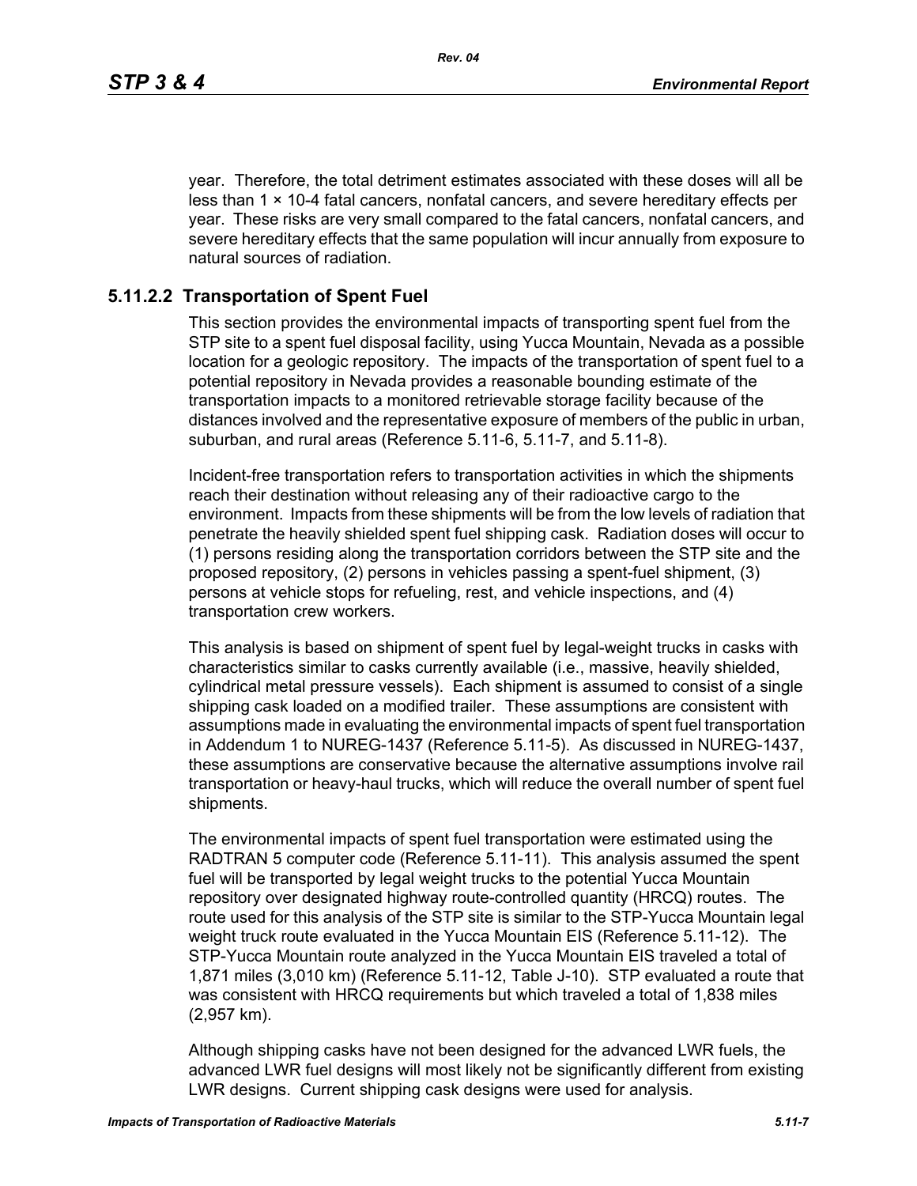year. Therefore, the total detriment estimates associated with these doses will all be less than $1 \times 10^{-4}$ fatal cancers, nonfatal cancers, and severe hereditary effects per year. These risks are very small compared to the fatal cancers, nonfatal cancers, and severe hereditary effects that the same population will incur annually from exposure to natural sources of radiation.

### 5.11.2.2 Transportation of Spent Fuel

This section provides the environmental impacts of transporting spent fuel from the STP site to a spent fuel disposal facility, using Yucca Mountain, Nevada as a possible location for a geologic repository. The impacts of the transportation of spent fuel to a potential repository in Nevada provides a reasonable bounding estimate of the transportation impacts to a monitored retrievable storage facility because of the distances involved and the representative exposure of members of the public in urban, suburban, and rural areas (Reference 5.11-6, 5.11-7, and 5.11-8).

Incident-free transportation refers to transportation activities in which the shipments reach their destination without releasing any of their radioactive cargo to the environment. Impacts from these shipments will be from the low levels of radiation that penetrate the heavily shielded spent fuel shipping cask. Radiation doses will occur to (1) persons residing along the transportation corridors between the STP site and the proposed repository, (2) persons in vehicles passing a spent-fuel shipment, (3) persons at vehicle stops for refueling, rest, and vehicle inspections, and (4) transportation crew workers.

This analysis is based on shipment of spent fuel by legal-weight trucks in casks with characteristics similar to casks currently available (i.e., massive, heavily shielded, cylindrical metal pressure vessels). Each shipment is assumed to consist of a single shipping cask loaded on a modified trailer. These assumptions are consistent with assumptions made in evaluating the environmental impacts of spent fuel transportation in Addendum 1 to NUREG-1437 (Reference 5.11-5). As discussed in NUREG-1437, these assumptions are conservative because the alternative assumptions involve rail transportation or heavy-haul trucks, which will reduce the overall number of spent fuel shipments.

The environmental impacts of spent fuel transportation were estimated using the RADTRAN 5 computer code (Reference 5.11-11). This analysis assumed the spent fuel will be transported by legal weight trucks to the potential Yucca Mountain repository over designated highway route-controlled quantity (HRCQ) routes. The route used for this analysis of the STP site is similar to the STP-Yucca Mountain legal weight truck route evaluated in the Yucca Mountain EIS (Reference 5.11-12). The STP-Yucca Mountain route analyzed in the Yucca Mountain EIS traveled a total of 1,871 miles (3,010 km) (Reference 5.11-12, Table J-10). STP evaluated a route that was consistent with HRCQ requirements but which traveled a total of 1,838 miles (2,957 km).

Although shipping casks have not been designed for the advanced LWR fuels, the advanced LWR fuel designs will most likely not be significantly different from existing LWR designs. Current shipping cask designs were used for analysis.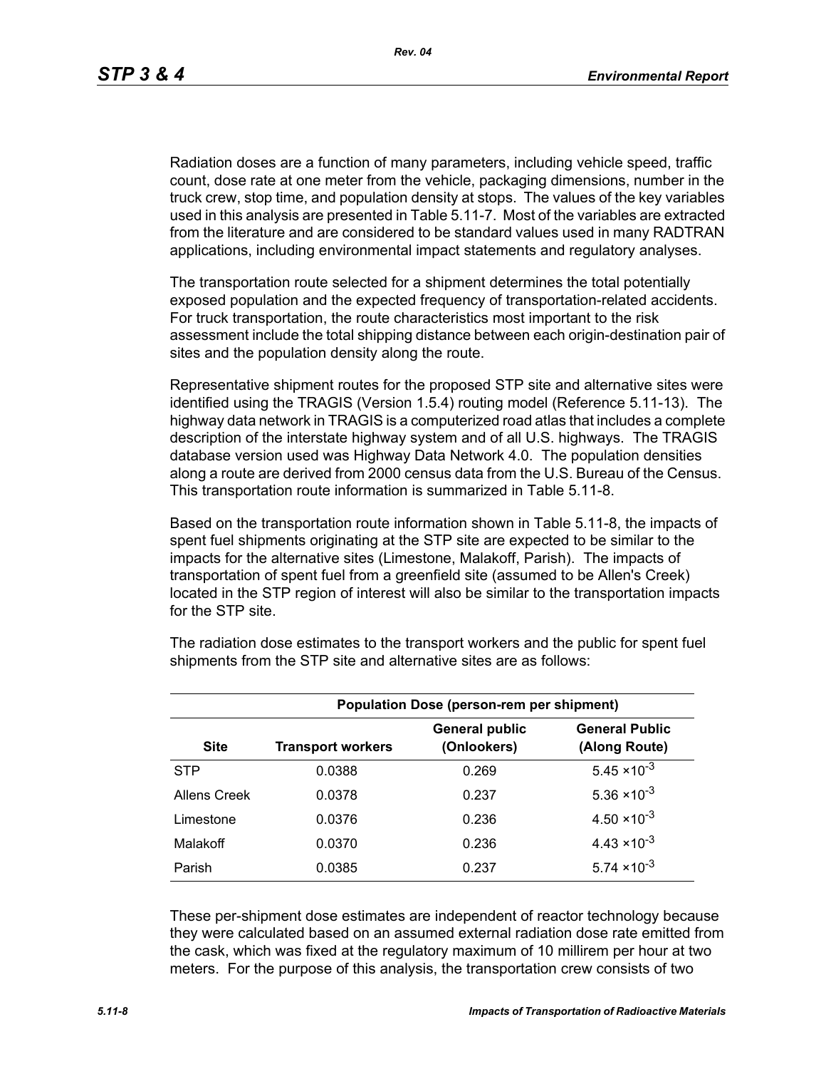Radiation doses are a function of many parameters, including vehicle speed, traffic count, dose rate at one meter from the vehicle, packaging dimensions, number in the truck crew, stop time, and population density at stops. The values of the key variables used in this analysis are presented in Table 5.11-7. Most of the variables are extracted from the literature and are considered to be standard values used in many RADTRAN applications, including environmental impact statements and regulatory analyses.

The transportation route selected for a shipment determines the total potentially exposed population and the expected frequency of transportation-related accidents. For truck transportation, the route characteristics most important to the risk assessment include the total shipping distance between each origin-destination pair of sites and the population density along the route.

Representative shipment routes for the proposed STP site and alternative sites were identified using the TRAGIS (Version 1.5.4) routing model (Reference 5.11-13). The highway data network in TRAGIS is a computerized road atlas that includes a complete description of the interstate highway system and of all U.S. highways. The TRAGIS database version used was Highway Data Network 4.0. The population densities along a route are derived from 2000 census data from the U.S. Bureau of the Census. This transportation route information is summarized in Table 5.11-8.

Based on the transportation route information shown in Table 5.11-8, the impacts of spent fuel shipments originating at the STP site are expected to be similar to the impacts for the alternative sites (Limestone, Malakoff, Parish). The impacts of transportation of spent fuel from a greenfield site (assumed to be Allen's Creek) located in the STP region of interest will also be similar to the transportation impacts for the STP site.

The radiation dose estimates to the transport workers and the public for spent fuel shipments from the STP site and alternative sites are as follows:

| | Population Dose (person-rem per shipment) | | |
|---|---|---|---|
| **Site** | **Transport workers** | **General public (Onlookers)** | **General Public (Along Route)** |
| STP | 0.0388 | 0.269 | $5.45 \times 10^{-3}$ |
| Allens Creek | 0.0378 | 0.237 | $5.36 \times 10^{-3}$ |
| Limestone | 0.0376 | 0.236 | $4.50 \times 10^{-3}$ |
| Malakoff | 0.0370 | 0.236 | $4.43 \times 10^{-3}$ |
| Parish | 0.0385 | 0.237 | $5.74 \times 10^{-3}$ |

These per-shipment dose estimates are independent of reactor technology because they were calculated based on an assumed external radiation dose rate emitted from the cask, which was fixed at the regulatory maximum of 10 millirem per hour at two meters. For the purpose of this analysis, the transportation crew consists of two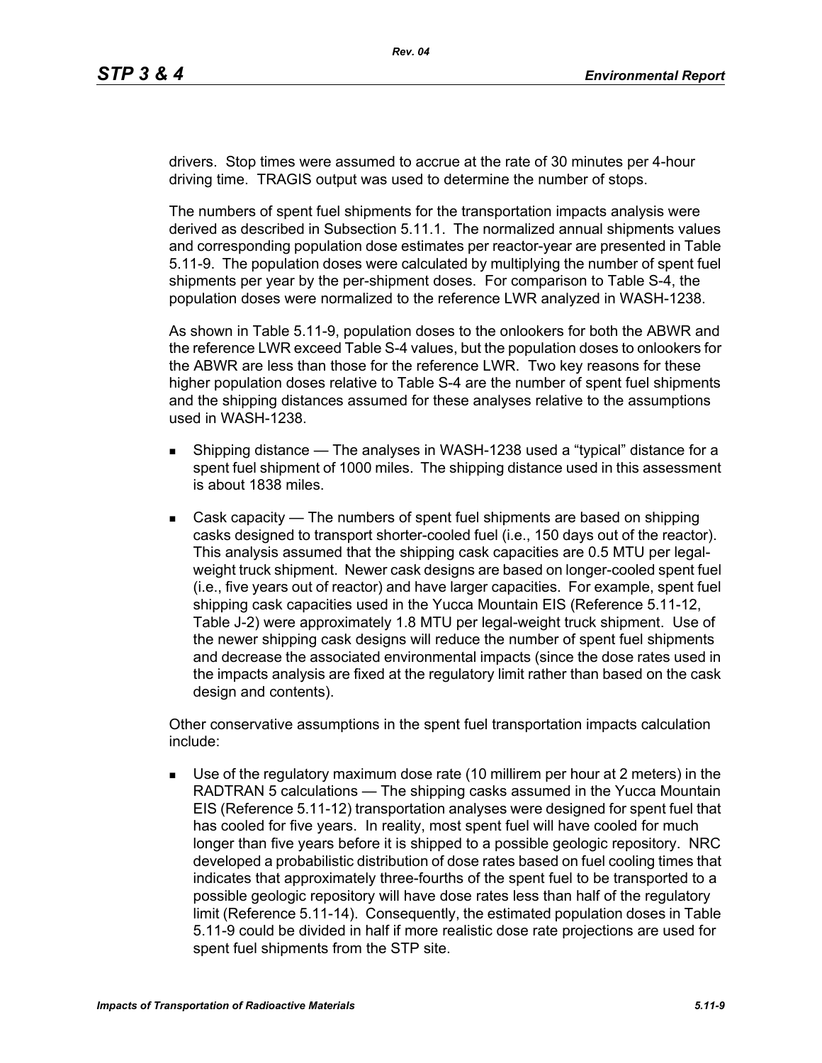drivers. Stop times were assumed to accrue at the rate of 30 minutes per 4-hour driving time. TRAGIS output was used to determine the number of stops.

The numbers of spent fuel shipments for the transportation impacts analysis were derived as described in Subsection 5.11.1. The normalized annual shipments values and corresponding population dose estimates per reactor-year are presented in Table 5.11-9. The population doses were calculated by multiplying the number of spent fuel shipments per year by the per-shipment doses. For comparison to Table S-4, the population doses were normalized to the reference LWR analyzed in WASH-1238.

As shown in Table 5.11-9, population doses to the onlookers for both the ABWR and the reference LWR exceed Table S-4 values, but the population doses to onlookers for the ABWR are less than those for the reference LWR. Two key reasons for these higher population doses relative to Table S-4 are the number of spent fuel shipments and the shipping distances assumed for these analyses relative to the assumptions used in WASH-1238.

- Shipping distance — The analyses in WASH-1238 used a "typical" distance for a spent fuel shipment of 1000 miles. The shipping distance used in this assessment is about 1838 miles.
- Cask capacity — The numbers of spent fuel shipments are based on shipping casks designed to transport shorter-cooled fuel (i.e., 150 days out of the reactor). This analysis assumed that the shipping cask capacities are 0.5 MTU per legal-weight truck shipment. Newer cask designs are based on longer-cooled spent fuel (i.e., five years out of reactor) and have larger capacities. For example, spent fuel shipping cask capacities used in the Yucca Mountain EIS (Reference 5.11-12, Table J-2) were approximately 1.8 MTU per legal-weight truck shipment. Use of the newer shipping cask designs will reduce the number of spent fuel shipments and decrease the associated environmental impacts (since the dose rates used in the impacts analysis are fixed at the regulatory limit rather than based on the cask design and contents).

Other conservative assumptions in the spent fuel transportation impacts calculation include:

- Use of the regulatory maximum dose rate (10 millirem per hour at 2 meters) in the RADTRAN 5 calculations — The shipping casks assumed in the Yucca Mountain EIS (Reference 5.11-12) transportation analyses were designed for spent fuel that has cooled for five years. In reality, most spent fuel will have cooled for much longer than five years before it is shipped to a possible geologic repository. NRC developed a probabilistic distribution of dose rates based on fuel cooling times that indicates that approximately three-fourths of the spent fuel to be transported to a possible geologic repository will have dose rates less than half of the regulatory limit (Reference 5.11-14). Consequently, the estimated population doses in Table 5.11-9 could be divided in half if more realistic dose rate projections are used for spent fuel shipments from the STP site.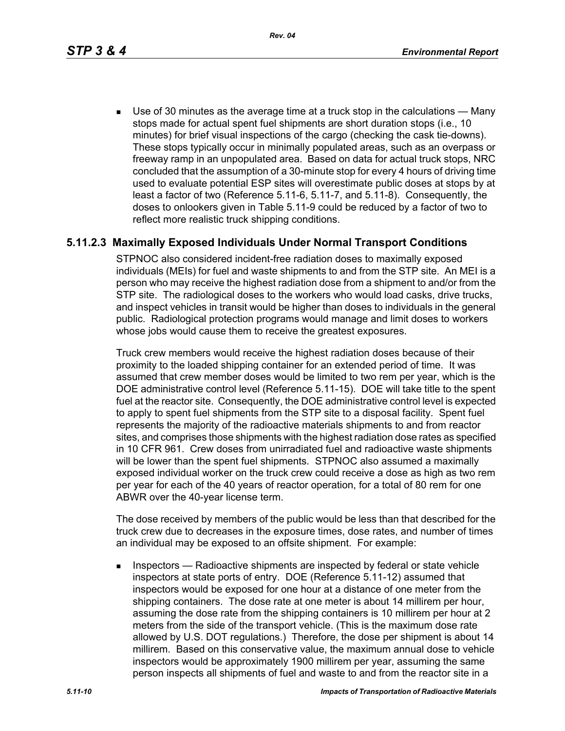- Use of 30 minutes as the average time at a truck stop in the calculations — Many stops made for actual spent fuel shipments are short duration stops (i.e., 10 minutes) for brief visual inspections of the cargo (checking the cask tie-downs). These stops typically occur in minimally populated areas, such as an overpass or freeway ramp in an unpopulated area. Based on data for actual truck stops, NRC concluded that the assumption of a 30-minute stop for every 4 hours of driving time used to evaluate potential ESP sites will overestimate public doses at stops by at least a factor of two (Reference 5.11-6, 5.11-7, and 5.11-8). Consequently, the doses to onlookers given in Table 5.11-9 could be reduced by a factor of two to reflect more realistic truck shipping conditions.

### 5.11.2.3 Maximally Exposed Individuals Under Normal Transport Conditions

STPNOC also considered incident-free radiation doses to maximally exposed individuals (MEIs) for fuel and waste shipments to and from the STP site. An MEI is a person who may receive the highest radiation dose from a shipment to and/or from the STP site. The radiological doses to the workers who would load casks, drive trucks, and inspect vehicles in transit would be higher than doses to individuals in the general public. Radiological protection programs would manage and limit doses to workers whose jobs would cause them to receive the greatest exposures.

Truck crew members would receive the highest radiation doses because of their proximity to the loaded shipping container for an extended period of time. It was assumed that crew member doses would be limited to two rem per year, which is the DOE administrative control level (Reference 5.11-15). DOE will take title to the spent fuel at the reactor site. Consequently, the DOE administrative control level is expected to apply to spent fuel shipments from the STP site to a disposal facility. Spent fuel represents the majority of the radioactive materials shipments to and from reactor sites, and comprises those shipments with the highest radiation dose rates as specified in 10 CFR 961. Crew doses from unirradiated fuel and radioactive waste shipments will be lower than the spent fuel shipments. STPNOC also assumed a maximally exposed individual worker on the truck crew could receive a dose as high as two rem per year for each of the 40 years of reactor operation, for a total of 80 rem for one ABWR over the 40-year license term.

The dose received by members of the public would be less than that described for the truck crew due to decreases in the exposure times, dose rates, and number of times an individual may be exposed to an offsite shipment. For example:

- Inspectors — Radioactive shipments are inspected by federal or state vehicle inspectors at state ports of entry. DOE (Reference 5.11-12) assumed that inspectors would be exposed for one hour at a distance of one meter from the shipping containers. The dose rate at one meter is about 14 millirem per hour, assuming the dose rate from the shipping containers is 10 millirem per hour at 2 meters from the side of the transport vehicle. (This is the maximum dose rate allowed by U.S. DOT regulations.) Therefore, the dose per shipment is about 14 millirem. Based on this conservative value, the maximum annual dose to vehicle inspectors would be approximately 1900 millirem per year, assuming the same person inspects all shipments of fuel and waste to and from the reactor site in a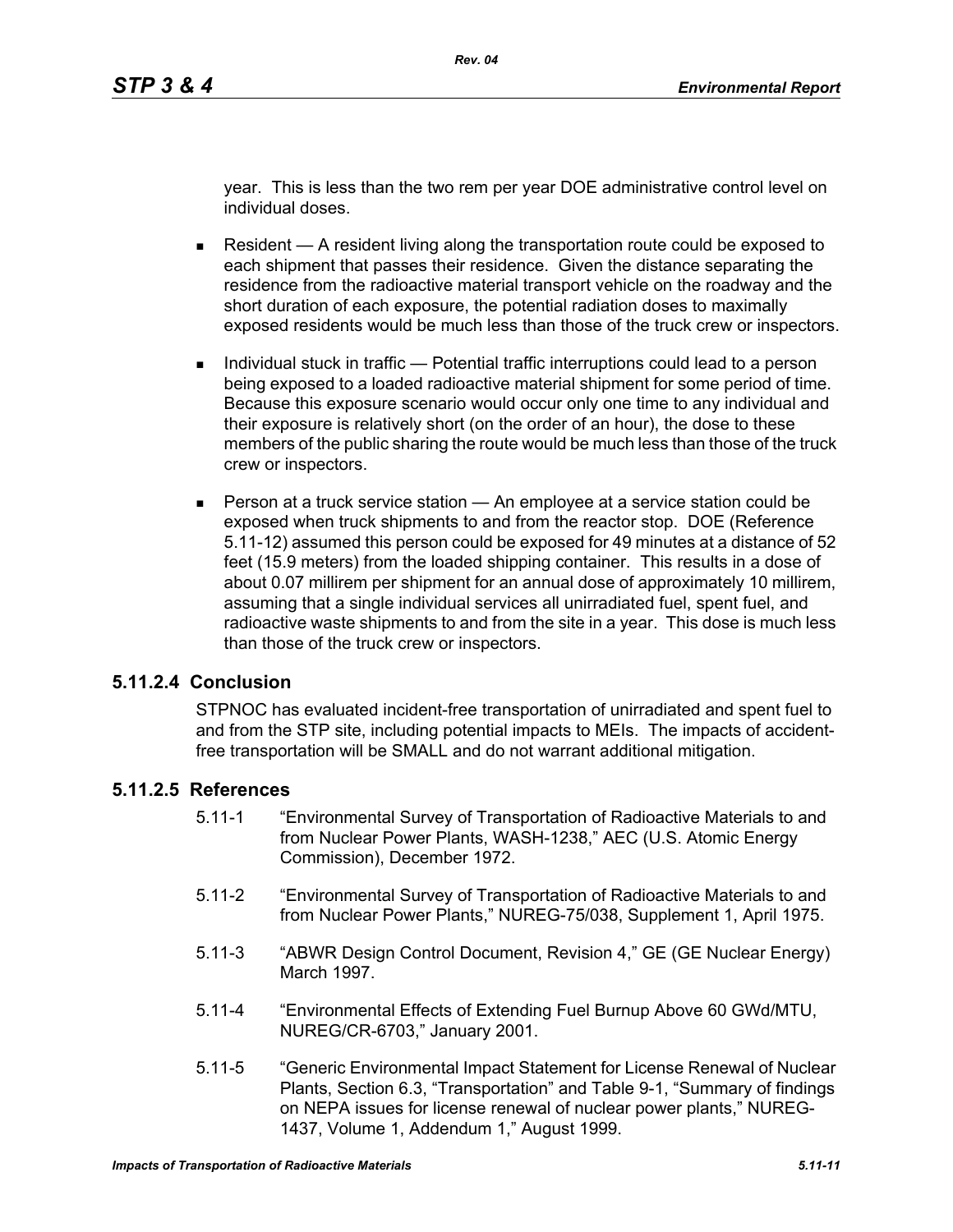year. This is less than the two rem per year DOE administrative control level on individual doses.

- Resident — A resident living along the transportation route could be exposed to each shipment that passes their residence. Given the distance separating the residence from the radioactive material transport vehicle on the roadway and the short duration of each exposure, the potential radiation doses to maximally exposed residents would be much less than those of the truck crew or inspectors.
- Individual stuck in traffic — Potential traffic interruptions could lead to a person being exposed to a loaded radioactive material shipment for some period of time. Because this exposure scenario would occur only one time to any individual and their exposure is relatively short (on the order of an hour), the dose to these members of the public sharing the route would be much less than those of the truck crew or inspectors.
- Person at a truck service station — An employee at a service station could be exposed when truck shipments to and from the reactor stop. DOE (Reference 5.11-12) assumed this person could be exposed for 49 minutes at a distance of 52 feet (15.9 meters) from the loaded shipping container. This results in a dose of about 0.07 millirem per shipment for an annual dose of approximately 10 millirem, assuming that a single individual services all unirradiated fuel, spent fuel, and radioactive waste shipments to and from the site in a year. This dose is much less than those of the truck crew or inspectors.

### 5.11.2.4 Conclusion

STPNOC has evaluated incident-free transportation of unirradiated and spent fuel to and from the STP site, including potential impacts to MEIs. The impacts of accident-free transportation will be SMALL and do not warrant additional mitigation.

### 5.11.2.5 References

5.11-1 "Environmental Survey of Transportation of Radioactive Materials to and from Nuclear Power Plants, WASH-1238," AEC (U.S. Atomic Energy Commission), December 1972.

5.11-2 "Environmental Survey of Transportation of Radioactive Materials to and from Nuclear Power Plants," NUREG-75/038, Supplement 1, April 1975.

5.11-3 "ABWR Design Control Document, Revision 4," GE (GE Nuclear Energy) March 1997.

5.11-4 "Environmental Effects of Extending Fuel Burnup Above 60 GWd/MTU, NUREG/CR-6703," January 2001.

5.11-5 "Generic Environmental Impact Statement for License Renewal of Nuclear Plants, Section 6.3, "Transportation" and Table 9-1, "Summary of findings on NEPA issues for license renewal of nuclear power plants," NUREG-1437, Volume 1, Addendum 1," August 1999.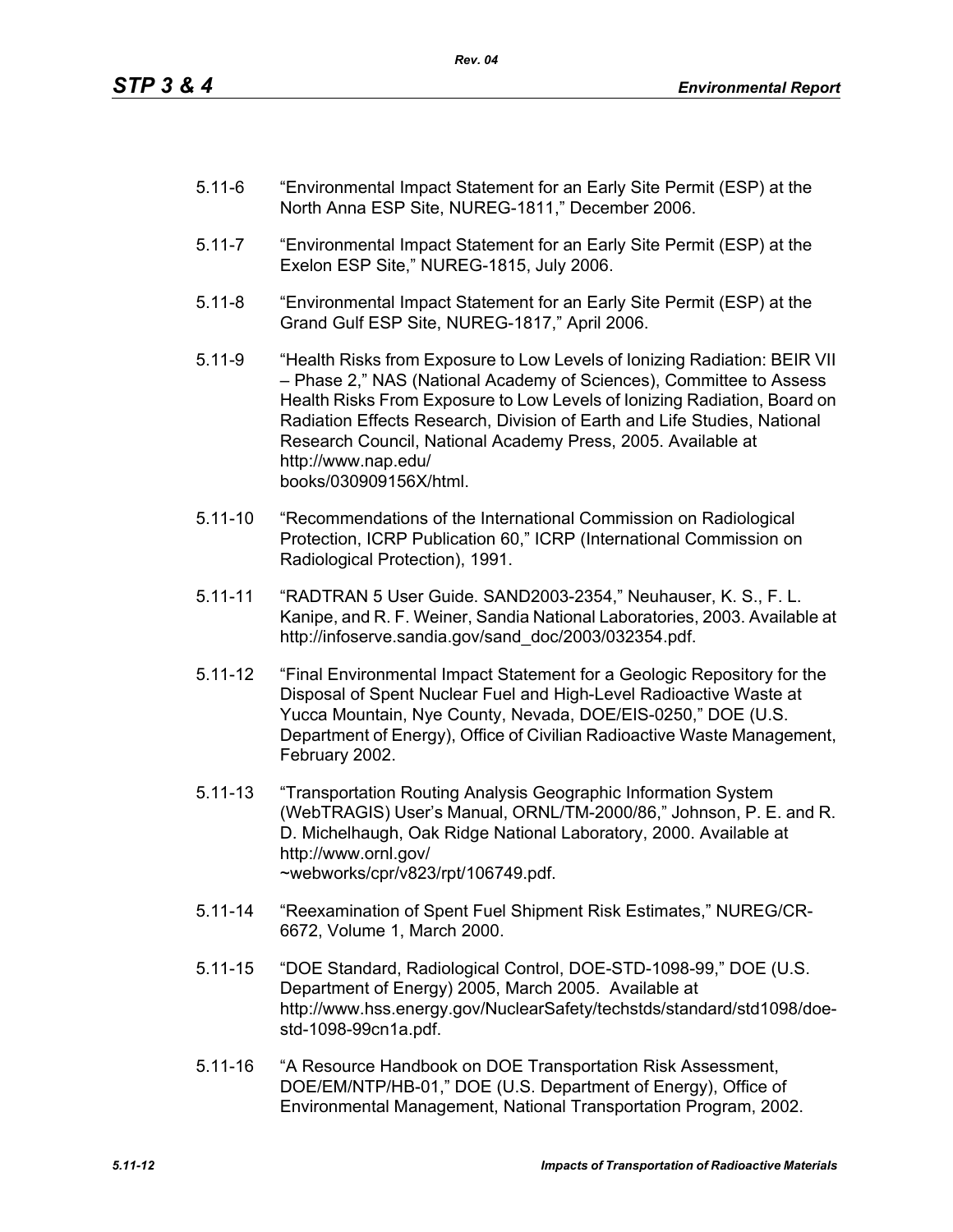5.11-6 "Environmental Impact Statement for an Early Site Permit (ESP) at the North Anna ESP Site, NUREG-1811," December 2006.

5.11-7 "Environmental Impact Statement for an Early Site Permit (ESP) at the Exelon ESP Site," NUREG-1815, July 2006.

5.11-8 "Environmental Impact Statement for an Early Site Permit (ESP) at the Grand Gulf ESP Site, NUREG-1817," April 2006.

5.11-9 "Health Risks from Exposure to Low Levels of Ionizing Radiation: BEIR VII – Phase 2," NAS (National Academy of Sciences), Committee to Assess Health Risks From Exposure to Low Levels of Ionizing Radiation, Board on Radiation Effects Research, Division of Earth and Life Studies, National Research Council, National Academy Press, 2005. Available at http://www.nap.edu/books/030909156X/html.

5.11-10 "Recommendations of the International Commission on Radiological Protection, ICRP Publication 60," ICRP (International Commission on Radiological Protection), 1991.

5.11-11 "RADTRAN 5 User Guide. SAND2003-2354," Neuhauser, K. S., F. L. Kanipe, and R. F. Weiner, Sandia National Laboratories, 2003. Available at http://infoserve.sandia.gov/sand_doc/2003/032354.pdf.

5.11-12 "Final Environmental Impact Statement for a Geologic Repository for the Disposal of Spent Nuclear Fuel and High-Level Radioactive Waste at Yucca Mountain, Nye County, Nevada, DOE/EIS-0250," DOE (U.S. Department of Energy), Office of Civilian Radioactive Waste Management, February 2002.

5.11-13 "Transportation Routing Analysis Geographic Information System (WebTRAGIS) User's Manual, ORNL/TM-2000/86," Johnson, P. E. and R. D. Michelhaugh, Oak Ridge National Laboratory, 2000. Available at http://www.ornl.gov/~webworks/cpr/v823/rpt/106749.pdf.

5.11-14 "Reexamination of Spent Fuel Shipment Risk Estimates," NUREG/CR-6672, Volume 1, March 2000.

5.11-15 "DOE Standard, Radiological Control, DOE-STD-1098-99," DOE (U.S. Department of Energy) 2005, March 2005. Available at http://www.hss.energy.gov/NuclearSafety/techstds/standard/std1098/doe-std-1098-99cn1a.pdf.

5.11-16 "A Resource Handbook on DOE Transportation Risk Assessment, DOE/EM/NTP/HB-01," DOE (U.S. Department of Energy), Office of Environmental Management, National Transportation Program, 2002.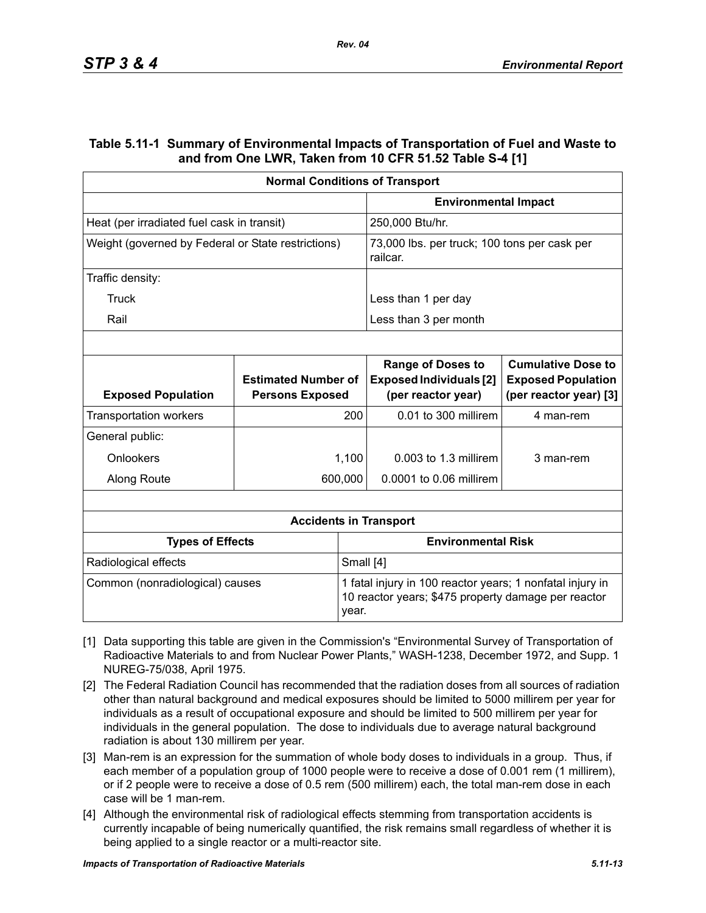### Table 5.11-1 Summary of Environmental Impacts of Transportation of Fuel and Waste to and from One LWR, Taken from 10 CFR 51.52 Table S-4 [1]

| Normal Conditions of Transport | |
|---|---|
| | **Environmental Impact** |
| Heat (per irradiated fuel cask in transit) | 250,000 Btu/hr. |
| Weight (governed by Federal or State restrictions) | 73,000 lbs. per truck; 100 tons per cask per railcar. |
| Traffic density: | |
| Truck | Less than 1 per day |
| Rail | Less than 3 per month |

| Exposed Population | Estimated Number of Persons Exposed | Range of Doses to Exposed Individuals [2] (per reactor year) | Cumulative Dose to Exposed Population (per reactor year) [3] |
|---|---|---|---|
| Transportation workers | 200 | 0.01 to 300 millirem | 4 man-rem |
| General public: | | | |
| Onlookers | 1,100 | 0.003 to 1.3 millirem | 3 man-rem |
| Along Route | 600,000 | 0.0001 to 0.06 millirem | |

| Accidents in Transport | |
|---|---|
| **Types of Effects** | **Environmental Risk** |
| Radiological effects | Small [4] |
| Common (nonradiological) causes | 1 fatal injury in 100 reactor years; 1 nonfatal injury in 10 reactor years; $475 property damage per reactor year. |

[1] Data supporting this table are given in the Commission's "Environmental Survey of Transportation of Radioactive Materials to and from Nuclear Power Plants," WASH-1238, December 1972, and Supp. 1 NUREG-75/038, April 1975.

[2] The Federal Radiation Council has recommended that the radiation doses from all sources of radiation other than natural background and medical exposures should be limited to 5000 millirem per year for individuals as a result of occupational exposure and should be limited to 500 millirem per year for individuals in the general population. The dose to individuals due to average natural background radiation is about 130 millirem per year.

[3] Man-rem is an expression for the summation of whole body doses to individuals in a group. Thus, if each member of a population group of 1000 people were to receive a dose of 0.001 rem (1 millirem), or if 2 people were to receive a dose of 0.5 rem (500 millirem) each, the total man-rem dose in each case will be 1 man-rem.

[4] Although the environmental risk of radiological effects stemming from transportation accidents is currently incapable of being numerically quantified, the risk remains small regardless of whether it is being applied to a single reactor or a multi-reactor site.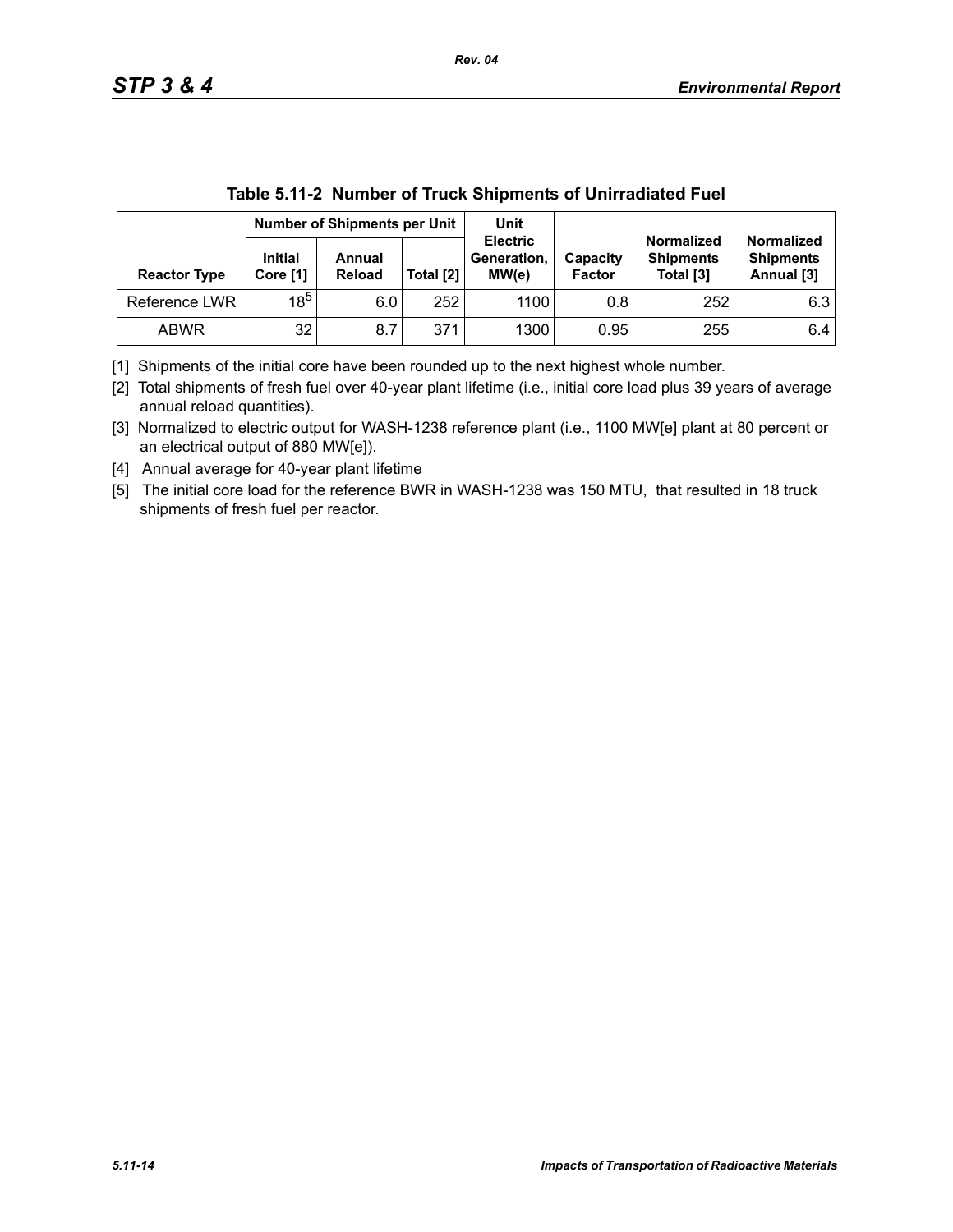**Table 5.11-2 Number of Truck Shipments of Unirradiated Fuel**

| | Number of Shipments per Unit | | | Unit | | | |
|---|---|---|---|---|---|---|---|
| Reactor Type | Initial Core [1] | Annual Reload | Total [2] | Electric Generation, MW(e) | Capacity Factor | Normalized Shipments Total [3] | Normalized Shipments Annual [3] |
| Reference LWR | 18[5] | 6.0 | 252 | 1100 | 0.8 | 252 | 6.3 |
| ABWR | 32 | 8.7 | 371 | 1300 | 0.95 | 255 | 6.4 |

[1] Shipments of the initial core have been rounded up to the next highest whole number.

[2] Total shipments of fresh fuel over 40-year plant lifetime (i.e., initial core load plus 39 years of average annual reload quantities).

[3] Normalized to electric output for WASH-1238 reference plant (i.e., 1100 MW[e] plant at 80 percent or an electrical output of 880 MW[e]).

[4] Annual average for 40-year plant lifetime

[5] The initial core load for the reference BWR in WASH-1238 was 150 MTU, that resulted in 18 truck shipments of fresh fuel per reactor.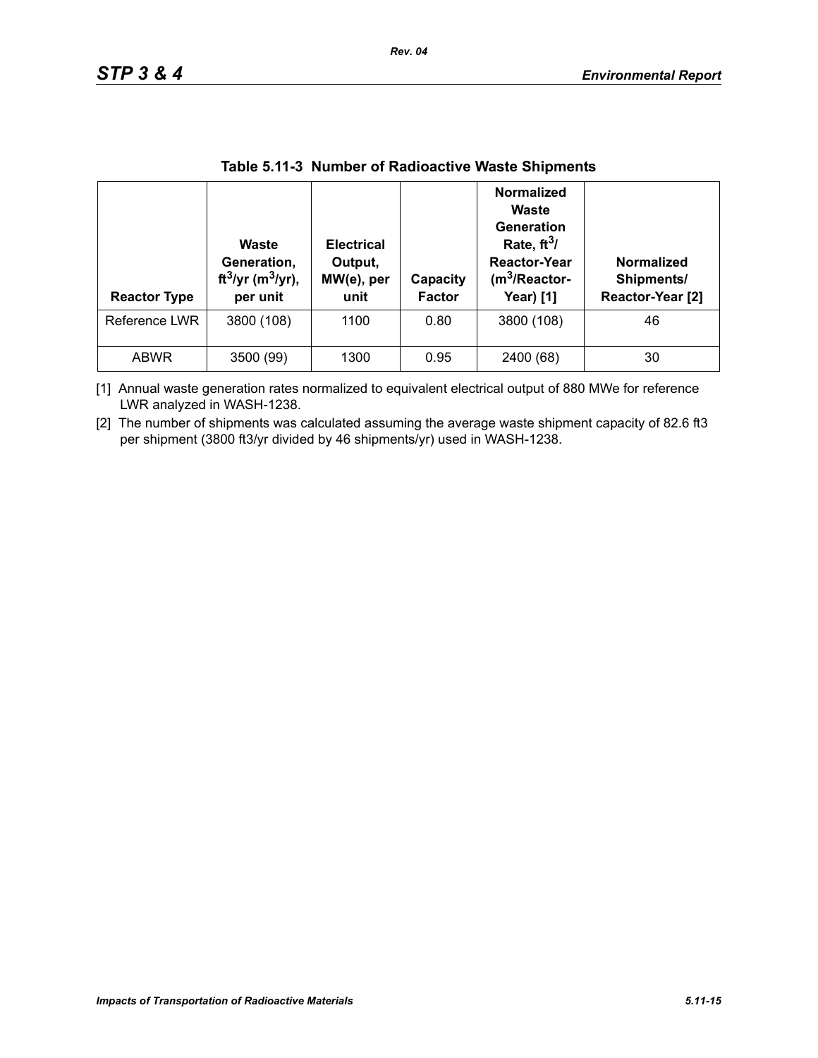**Table 5.11-3 Number of Radioactive Waste Shipments**

| Reactor Type | Waste Generation, $ft^3$/yr ($m^3$/yr), per unit | Electrical Output, MW(e), per unit | Capacity Factor | Normalized Waste Generation Rate, $ft^3$/ Reactor-Year ($m^3$/Reactor-Year) [1] | Normalized Shipments/ Reactor-Year [2] |
|---|---|---|---|---|---|
| Reference LWR | 3800 (108) | 1100 | 0.80 | 3800 (108) | 46 |
| ABWR | 3500 (99) | 1300 | 0.95 | 2400 (68) | 30 |

[1] Annual waste generation rates normalized to equivalent electrical output of 880 MWe for reference LWR analyzed in WASH-1238.

[2] The number of shipments was calculated assuming the average waste shipment capacity of 82.6 ft3 per shipment (3800 ft3/yr divided by 46 shipments/yr) used in WASH-1238.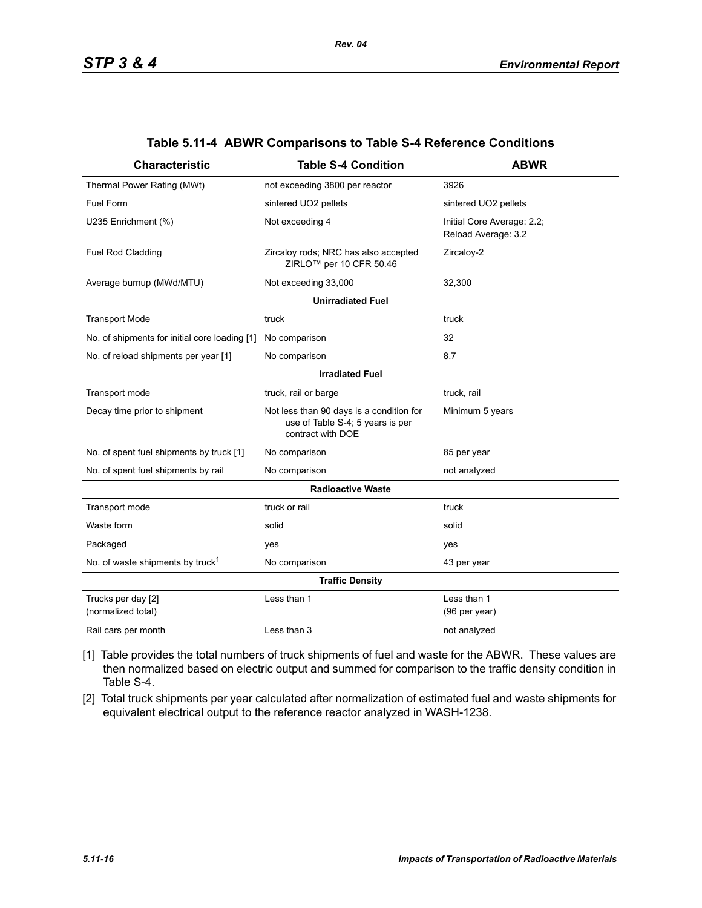**Table 5.11-4 ABWR Comparisons to Table S-4 Reference Conditions**

| Characteristic | Table S-4 Condition | ABWR |
|---|---|---|
| Thermal Power Rating (MWt) | not exceeding 3800 per reactor | 3926 |
| Fuel Form | sintered UO2 pellets | sintered UO2 pellets |
| U235 Enrichment (%) | Not exceeding 4 | Initial Core Average: 2.2; Reload Average: 3.2 |
| Fuel Rod Cladding | Zircaloy rods; NRC has also accepted ZIRLO™ per 10 CFR 50.46 | Zircaloy-2 |
| Average burnup (MWd/MTU) | Not exceeding 33,000 | 32,300 |
| | **Unirradiated Fuel** | |
| Transport Mode | truck | truck |
| No. of shipments for initial core loading [1] | No comparison | 32 |
| No. of reload shipments per year [1] | No comparison | 8.7 |
| | **Irradiated Fuel** | |
| Transport mode | truck, rail or barge | truck, rail |
| Decay time prior to shipment | Not less than 90 days is a condition for use of Table S-4; 5 years is per contract with DOE | Minimum 5 years |
| No. of spent fuel shipments by truck [1] | No comparison | 85 per year |
| No. of spent fuel shipments by rail | No comparison | not analyzed |
| | **Radioactive Waste** | |
| Transport mode | truck or rail | truck |
| Waste form | solid | solid |
| Packaged | yes | yes |
| No. of waste shipments by truck[1] | No comparison | 43 per year |
| | **Traffic Density** | |
| Trucks per day [2] (normalized total) | Less than 1 | Less than 1 (96 per year) |
| Rail cars per month | Less than 3 | not analyzed |

[1] Table provides the total numbers of truck shipments of fuel and waste for the ABWR. These values are then normalized based on electric output and summed for comparison to the traffic density condition in Table S-4.

[2] Total truck shipments per year calculated after normalization of estimated fuel and waste shipments for equivalent electrical output to the reference reactor analyzed in WASH-1238.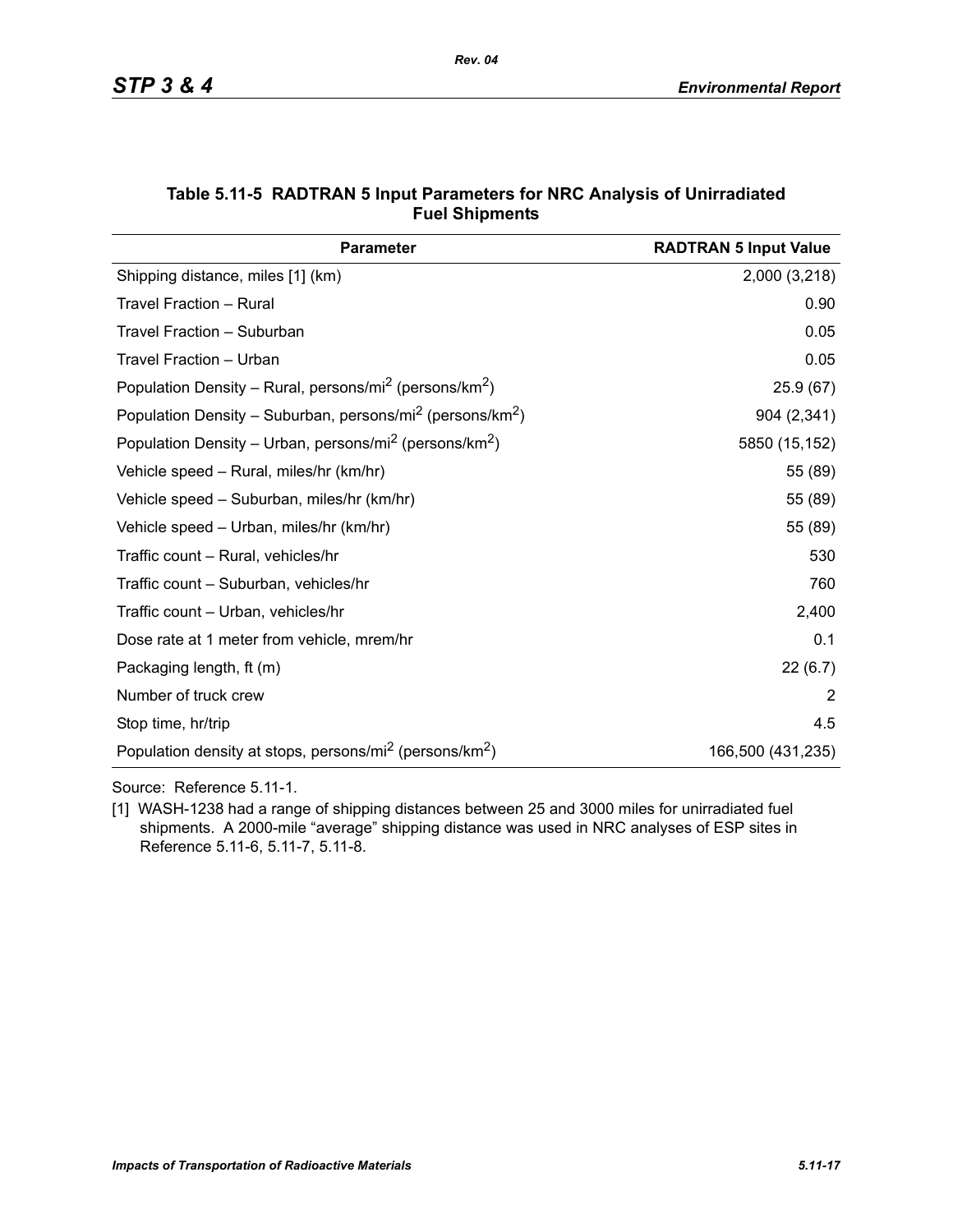**Table 5.11-5 RADTRAN 5 Input Parameters for NRC Analysis of Unirradiated Fuel Shipments**

| Parameter | RADTRAN 5 Input Value |
|---|---|
| Shipping distance, miles [1] (km) | 2,000 (3,218) |
| Travel Fraction – Rural | 0.90 |
| Travel Fraction – Suburban | 0.05 |
| Travel Fraction – Urban | 0.05 |
| Population Density – Rural, persons/mi$^2$ (persons/km$^2$) | 25.9 (67) |
| Population Density – Suburban, persons/mi$^2$ (persons/km$^2$) | 904 (2,341) |
| Population Density – Urban, persons/mi$^2$ (persons/km$^2$) | 5850 (15,152) |
| Vehicle speed – Rural, miles/hr (km/hr) | 55 (89) |
| Vehicle speed – Suburban, miles/hr (km/hr) | 55 (89) |
| Vehicle speed – Urban, miles/hr (km/hr) | 55 (89) |
| Traffic count – Rural, vehicles/hr | 530 |
| Traffic count – Suburban, vehicles/hr | 760 |
| Traffic count – Urban, vehicles/hr | 2,400 |
| Dose rate at 1 meter from vehicle, mrem/hr | 0.1 |
| Packaging length, ft (m) | 22 (6.7) |
| Number of truck crew | 2 |
| Stop time, hr/trip | 4.5 |
| Population density at stops, persons/mi$^2$ (persons/km$^2$) | 166,500 (431,235) |

Source: Reference 5.11-1.

[1] WASH-1238 had a range of shipping distances between 25 and 3000 miles for unirradiated fuel shipments. A 2000-mile "average" shipping distance was used in NRC analyses of ESP sites in Reference 5.11-6, 5.11-7, 5.11-8.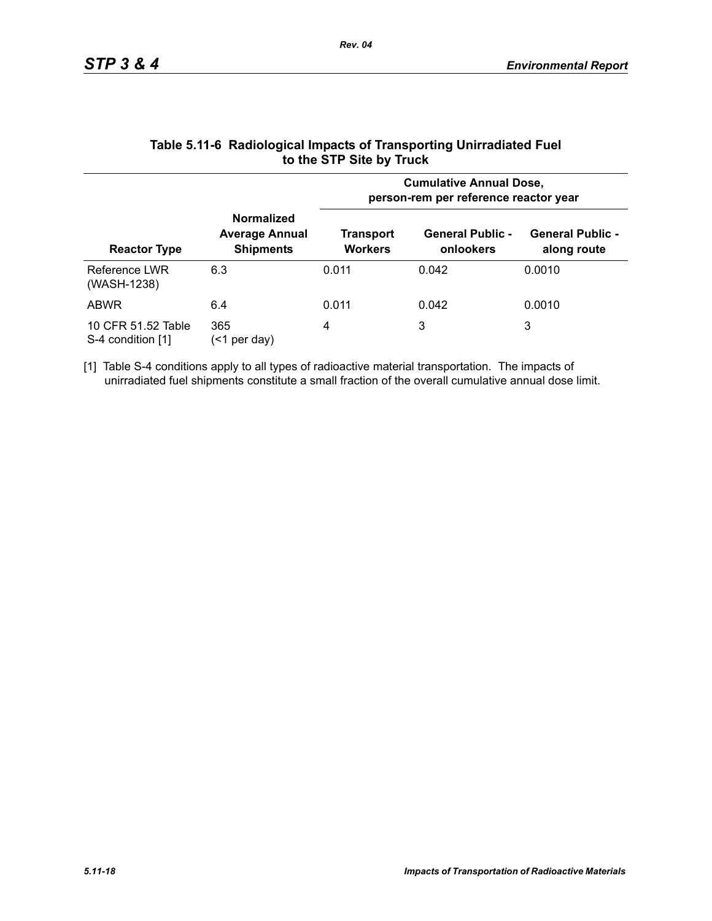**Table 5.11-6 Radiological Impacts of Transporting Unirradiated Fuel to the STP Site by Truck**

| Reactor Type | Normalized Average Annual Shipments | Cumulative Annual Dose, person-rem per reference reactor year | | |
|---|---|---|---|---|
| | | Transport Workers | General Public - onlookers | General Public - along route |
| Reference LWR (WASH-1238) | 6.3 | 0.011 | 0.042 | 0.0010 |
| ABWR | 6.4 | 0.011 | 0.042 | 0.0010 |
| 10 CFR 51.52 Table S-4 condition [1] | 365 (<1 per day) | 4 | 3 | 3 |

[1] Table S-4 conditions apply to all types of radioactive material transportation. The impacts of unirradiated fuel shipments constitute a small fraction of the overall cumulative annual dose limit.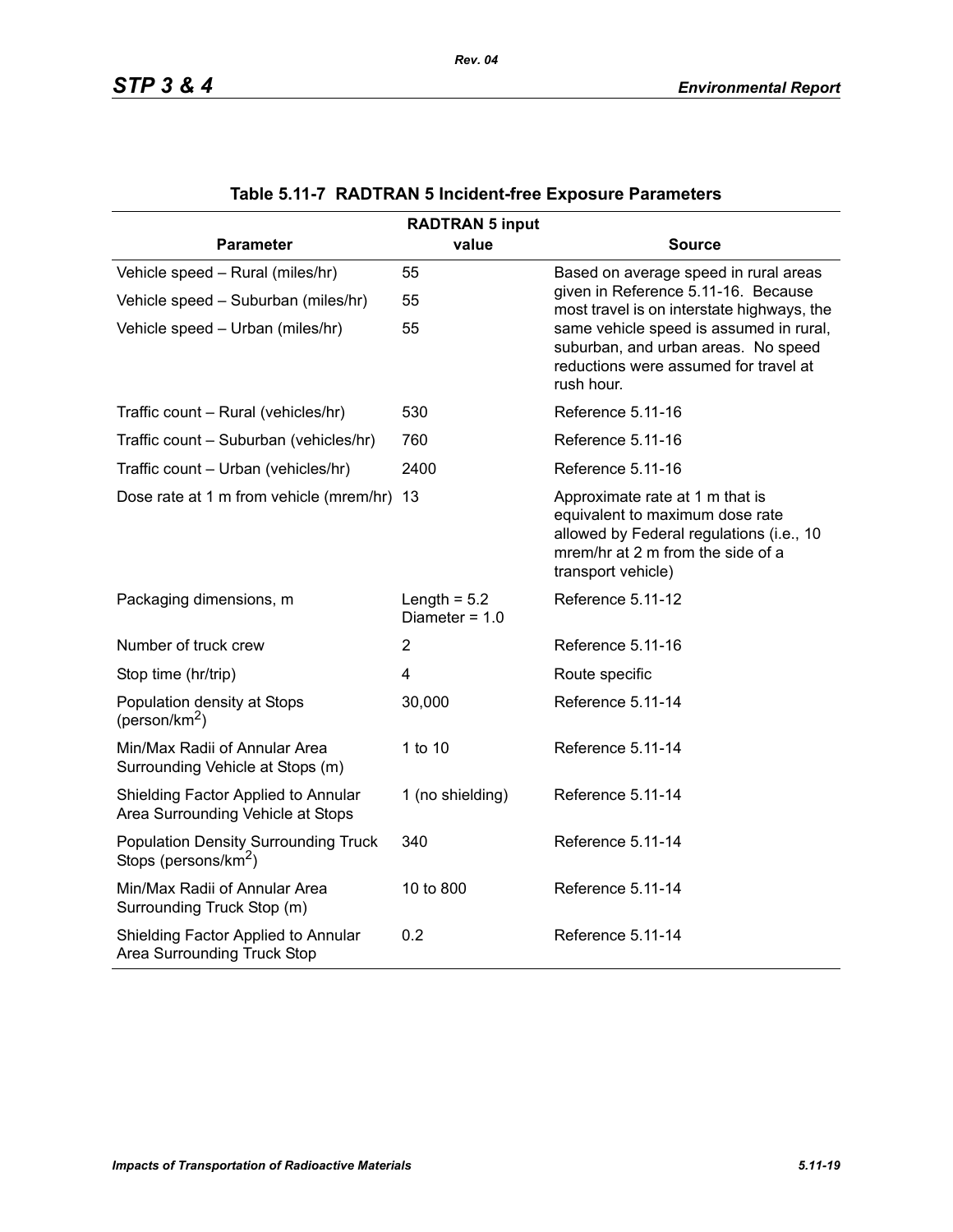**Table 5.11-7 RADTRAN 5 Incident-free Exposure Parameters**

| Parameter | RADTRAN 5 input value | Source |
|---|---|---|
| Vehicle speed – Rural (miles/hr) | 55 | Based on average speed in rural areas given in Reference 5.11-16. Because most travel is on interstate highways, the same vehicle speed is assumed in rural, suburban, and urban areas. No speed reductions were assumed for travel at rush hour. |
| Vehicle speed – Suburban (miles/hr) | 55 | |
| Vehicle speed – Urban (miles/hr) | 55 | |
| Traffic count – Rural (vehicles/hr) | 530 | Reference 5.11-16 |
| Traffic count – Suburban (vehicles/hr) | 760 | Reference 5.11-16 |
| Traffic count – Urban (vehicles/hr) | 2400 | Reference 5.11-16 |
| Dose rate at 1 m from vehicle (mrem/hr) | 13 | Approximate rate at 1 m that is equivalent to maximum dose rate allowed by Federal regulations (i.e., 10 mrem/hr at 2 m from the side of a transport vehicle) |
| Packaging dimensions, m | Length = 5.2<br>Diameter = 1.0 | Reference 5.11-12 |
| Number of truck crew | 2 | Reference 5.11-16 |
| Stop time (hr/trip) | 4 | Route specific |
| Population density at Stops (person/km$^2$) | 30,000 | Reference 5.11-14 |
| Min/Max Radii of Annular Area Surrounding Vehicle at Stops (m) | 1 to 10 | Reference 5.11-14 |
| Shielding Factor Applied to Annular Area Surrounding Vehicle at Stops | 1 (no shielding) | Reference 5.11-14 |
| Population Density Surrounding Truck Stops (persons/km$^2$) | 340 | Reference 5.11-14 |
| Min/Max Radii of Annular Area Surrounding Truck Stop (m) | 10 to 800 | Reference 5.11-14 |
| Shielding Factor Applied to Annular Area Surrounding Truck Stop | 0.2 | Reference 5.11-14 |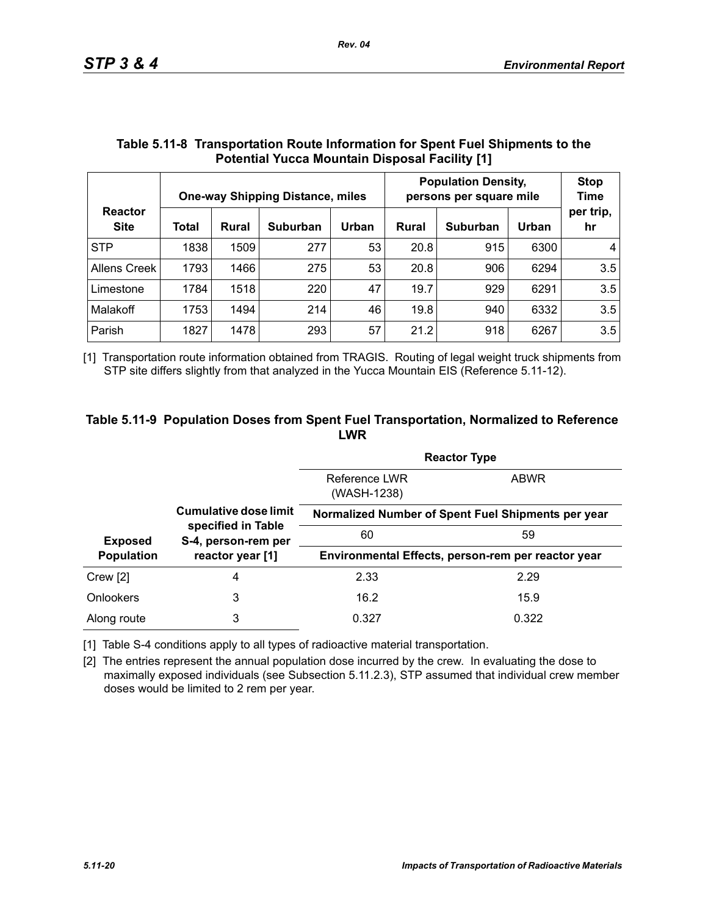**Table 5.11-8 Transportation Route Information for Spent Fuel Shipments to the Potential Yucca Mountain Disposal Facility [1]**

| Reactor Site | One-way Shipping Distance, miles | | | | Population Density, persons per square mile | | | Stop Time per trip, hr |
|---|---|---|---|---|---|---|---|---|
| | Total | Rural | Suburban | Urban | Rural | Suburban | Urban | |
| STP | 1838 | 1509 | 277 | 53 | 20.8 | 915 | 6300 | 4 |
| Allens Creek | 1793 | 1466 | 275 | 53 | 20.8 | 906 | 6294 | 3.5 |
| Limestone | 1784 | 1518 | 220 | 47 | 19.7 | 929 | 6291 | 3.5 |
| Malakoff | 1753 | 1494 | 214 | 46 | 19.8 | 940 | 6332 | 3.5 |
| Parish | 1827 | 1478 | 293 | 57 | 21.2 | 918 | 6267 | 3.5 |

[1] Transportation route information obtained from TRAGIS. Routing of legal weight truck shipments from STP site differs slightly from that analyzed in the Yucca Mountain EIS (Reference 5.11-12).

**Table 5.11-9 Population Doses from Spent Fuel Transportation, Normalized to Reference LWR**

| Exposed Population | Cumulative dose limit specified in Table S-4, person-rem per reactor year [1] | Reactor Type | |
|---|---|---|---|
| | | Reference LWR (WASH-1238) | ABWR |
| | | Normalized Number of Spent Fuel Shipments per year | |
| | | 60 | 59 |
| | | Environmental Effects, person-rem per reactor year | |
| Crew [2] | 4 | 2.33 | 2.29 |
| Onlookers | 3 | 16.2 | 15.9 |
| Along route | 3 | 0.327 | 0.322 |

[1] Table S-4 conditions apply to all types of radioactive material transportation.

[2] The entries represent the annual population dose incurred by the crew. In evaluating the dose to maximally exposed individuals (see Subsection 5.11.2.3), STP assumed that individual crew member doses would be limited to 2 rem per year.